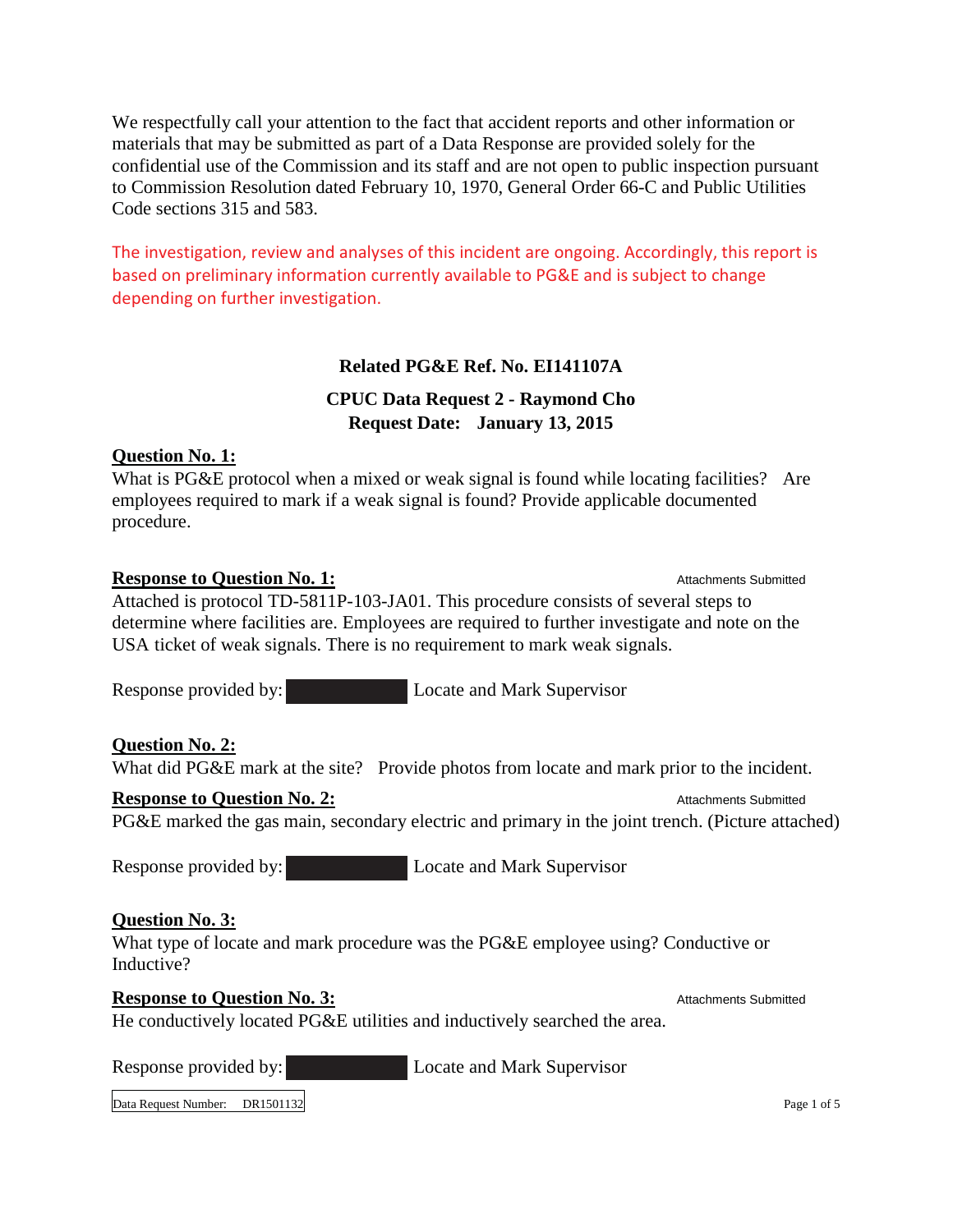We respectfully call your attention to the fact that accident reports and other information or materials that may be submitted as part of a Data Response are provided solely for the confidential use of the Commission and its staff and are not open to public inspection pursuant to Commission Resolution dated February 10, 1970, General Order 66-C and Public Utilities Code sections 315 and 583.

The investigation, review and analyses of this incident are ongoing. Accordingly, this report is based on preliminary information currently available to PG&E and is subject to change depending on further investigation.

**Related PG&E Ref. No. EI141107A**

**CPUC Data Request 2 - Raymond Cho**
**Request Date: January 13, 2015**

**Question No. 1:**
What is PG&E protocol when a mixed or weak signal is found while locating facilities? Are employees required to mark if a weak signal is found? Provide applicable documented procedure.

**Response to Question No. 1:** Attachments Submitted
Attached is protocol TD-5811P-103-JA01. This procedure consists of several steps to determine where facilities are. Employees are required to further investigate and note on the USA ticket of weak signals. There is no requirement to mark weak signals.

Response provided by: [REDACTED] Locate and Mark Supervisor

**Question No. 2:**
What did PG&E mark at the site? Provide photos from locate and mark prior to the incident.

**Response to Question No. 2:** Attachments Submitted
PG&E marked the gas main, secondary electric and primary in the joint trench. (Picture attached)

Response provided by: [REDACTED] Locate and Mark Supervisor

**Question No. 3:**
What type of locate and mark procedure was the PG&E employee using? Conductive or Inductive?

**Response to Question No. 3:** Attachments Submitted
He conductively located PG&E utilities and inductively searched the area.

Response provided by: [REDACTED] Locate and Mark Supervisor

Data Request Number: DR1501132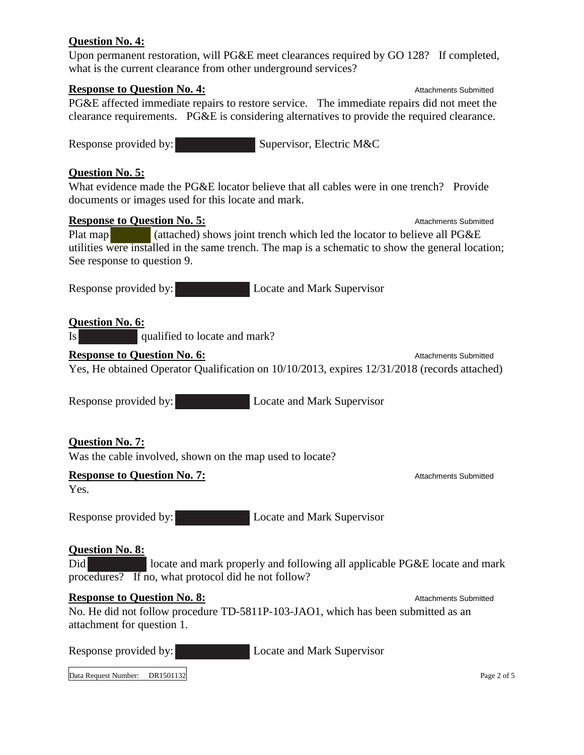**Question No. 4:**
Upon permanent restoration, will PG&E meet clearances required by GO 128? If completed, what is the current clearance from other underground services?

**Response to Question No. 4:** Attachments Submitted
PG&E affected immediate repairs to restore service. The immediate repairs did not meet the clearance requirements. PG&E is considering alternatives to provide the required clearance.

Response provided by: [REDACTED] Supervisor, Electric M&C

**Question No. 5:**
What evidence made the PG&E locator believe that all cables were in one trench? Provide documents or images used for this locate and mark.

**Response to Question No. 5:** Attachments Submitted
Plat map [REDACTED] (attached) shows joint trench which led the locator to believe all PG&E utilities were installed in the same trench. The map is a schematic to show the general location; See response to question 9.

Response provided by: [REDACTED] Locate and Mark Supervisor

**Question No. 6:**
Is [REDACTED] qualified to locate and mark?

**Response to Question No. 6:** Attachments Submitted
Yes, He obtained Operator Qualification on 10/10/2013, expires 12/31/2018 (records attached)

Response provided by: [REDACTED] Locate and Mark Supervisor

**Question No. 7:**
Was the cable involved, shown on the map used to locate?

**Response to Question No. 7:** Attachments Submitted
Yes.

Response provided by: [REDACTED] Locate and Mark Supervisor

**Question No. 8:**
Did [REDACTED] locate and mark properly and following all applicable PG&E locate and mark procedures? If no, what protocol did he not follow?

**Response to Question No. 8:** Attachments Submitted
No. He did not follow procedure TD-5811P-103-JAO1, which has been submitted as an attachment for question 1.

Response provided by: [REDACTED] Locate and Mark Supervisor

Data Request Number: DR1501132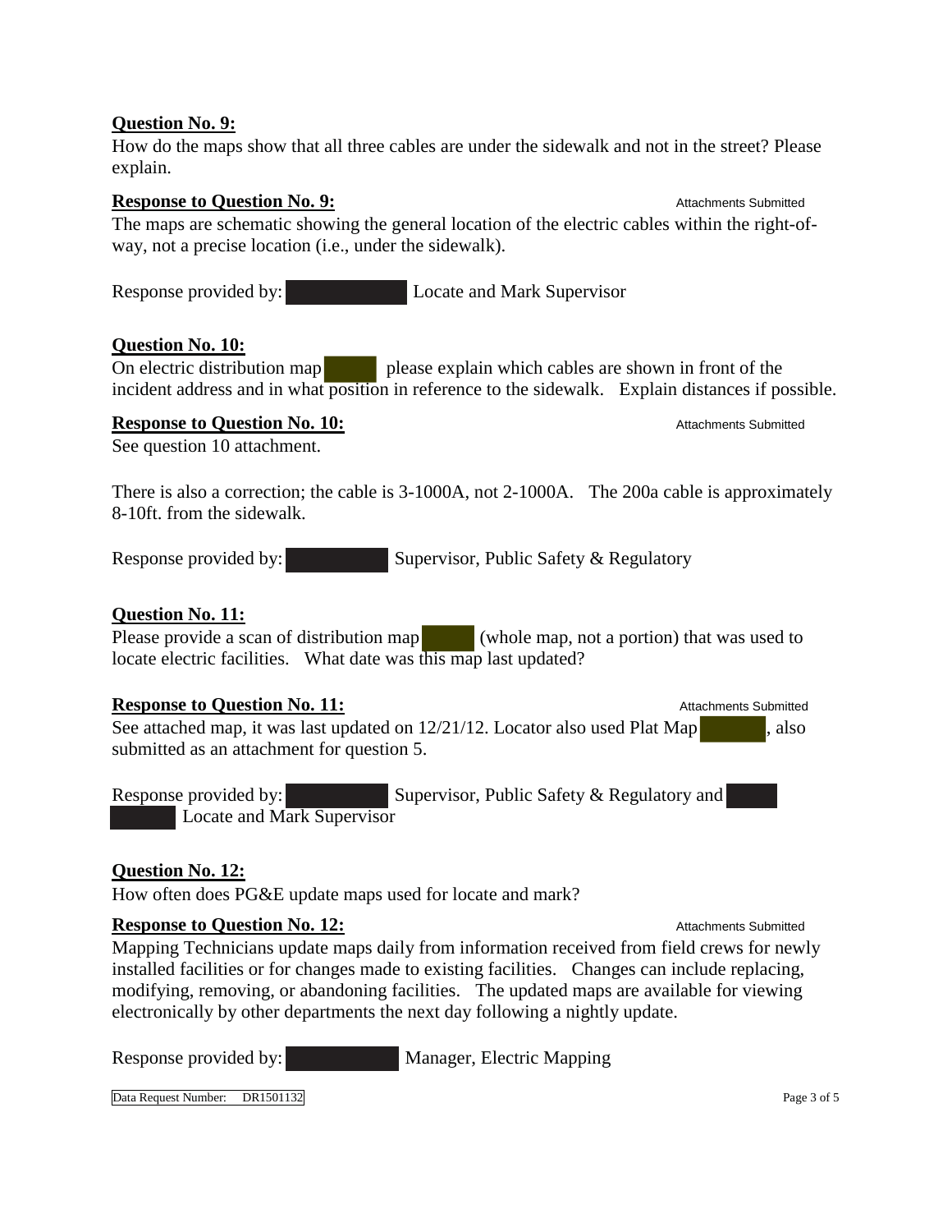**Question No. 9:**

How do the maps show that all three cables are under the sidewalk and not in the street? Please explain.

**Response to Question No. 9:** Attachments Submitted

The maps are schematic showing the general location of the electric cables within the right-of-way, not a precise location (i.e., under the sidewalk).

Response provided by: Locate and Mark Supervisor

**Question No. 10:**

On electric distribution map please explain which cables are shown in front of the incident address and in what position in reference to the sidewalk. Explain distances if possible.

**Response to Question No. 10:** Attachments Submitted

See question 10 attachment.

There is also a correction; the cable is 3-1000A, not 2-1000A. The 200a cable is approximately 8-10ft. from the sidewalk.

Response provided by: Supervisor, Public Safety & Regulatory

**Question No. 11:**

Please provide a scan of distribution map (whole map, not a portion) that was used to locate electric facilities. What date was this map last updated?

**Response to Question No. 11:** Attachments Submitted

See attached map, it was last updated on 12/21/12. Locator also used Plat Map , also submitted as an attachment for question 5.

Response provided by: Supervisor, Public Safety & Regulatory and Locate and Mark Supervisor

**Question No. 12:**

How often does PG&E update maps used for locate and mark?

**Response to Question No. 12:** Attachments Submitted

Mapping Technicians update maps daily from information received from field crews for newly installed facilities or for changes made to existing facilities. Changes can include replacing, modifying, removing, or abandoning facilities. The updated maps are available for viewing electronically by other departments the next day following a nightly update.

Response provided by: Manager, Electric Mapping

Data Request Number: DR1501132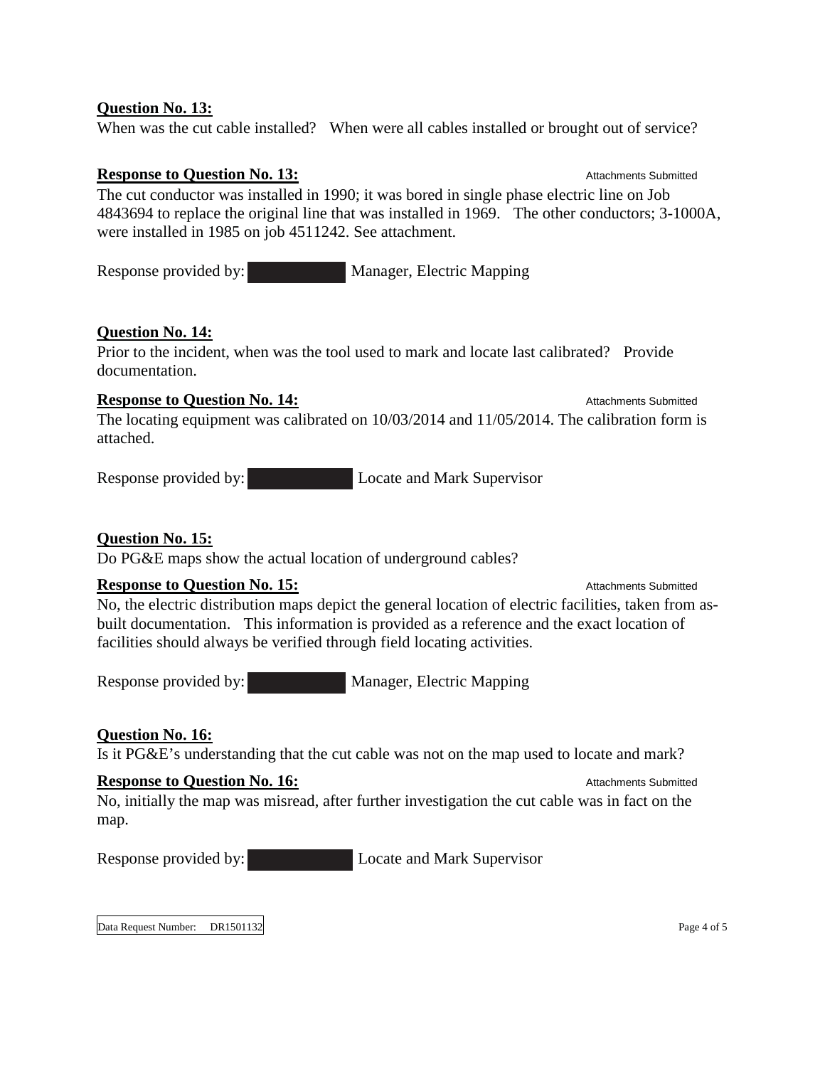**Question No. 13:**

When was the cut cable installed? When were all cables installed or brought out of service?

**Response to Question No. 13:** Attachments Submitted

The cut conductor was installed in 1990; it was bored in single phase electric line on Job 4843694 to replace the original line that was installed in 1969. The other conductors; 3-1000A, were installed in 1985 on job 4511242. See attachment.

Response provided by: ██████ Manager, Electric Mapping

**Question No. 14:**

Prior to the incident, when was the tool used to mark and locate last calibrated? Provide documentation.

**Response to Question No. 14:** Attachments Submitted

The locating equipment was calibrated on 10/03/2014 and 11/05/2014. The calibration form is attached.

Response provided by: ██████ Locate and Mark Supervisor

**Question No. 15:**

Do PG&E maps show the actual location of underground cables?

**Response to Question No. 15:** Attachments Submitted

No, the electric distribution maps depict the general location of electric facilities, taken from as-built documentation. This information is provided as a reference and the exact location of facilities should always be verified through field locating activities.

Response provided by: ██████ Manager, Electric Mapping

**Question No. 16:**

Is it PG&E's understanding that the cut cable was not on the map used to locate and mark?

**Response to Question No. 16:** Attachments Submitted

No, initially the map was misread, after further investigation the cut cable was in fact on the map.

Response provided by: ██████ Locate and Mark Supervisor

Data Request Number: DR1501132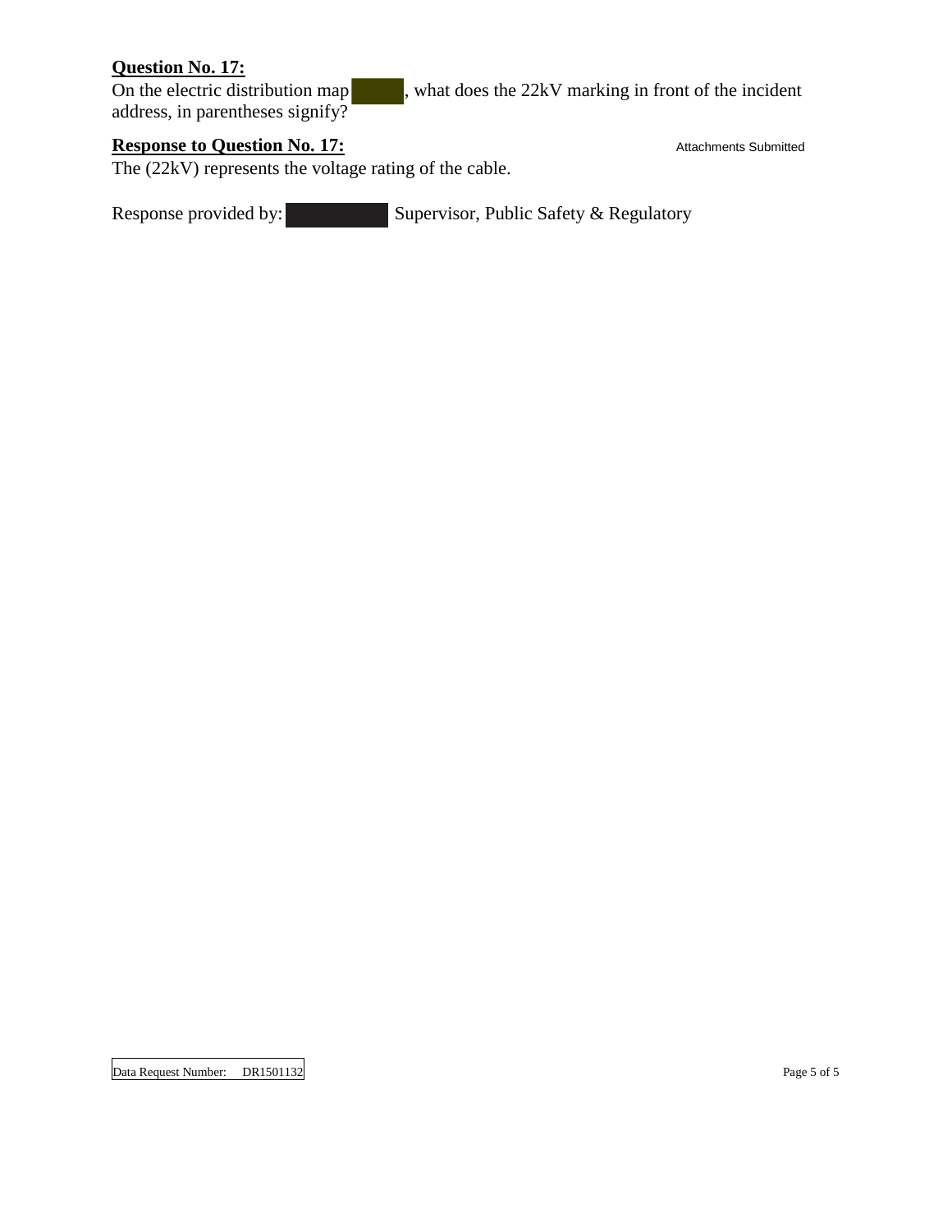**Question No. 17:**

On the electric distribution map , what does the 22kV marking in front of the incident address, in parentheses signify?

**Response to Question No. 17:** Attachments Submitted

The (22kV) represents the voltage rating of the cable.

Response provided by: Supervisor, Public Safety & Regulatory

Data Request Number: DR1501132